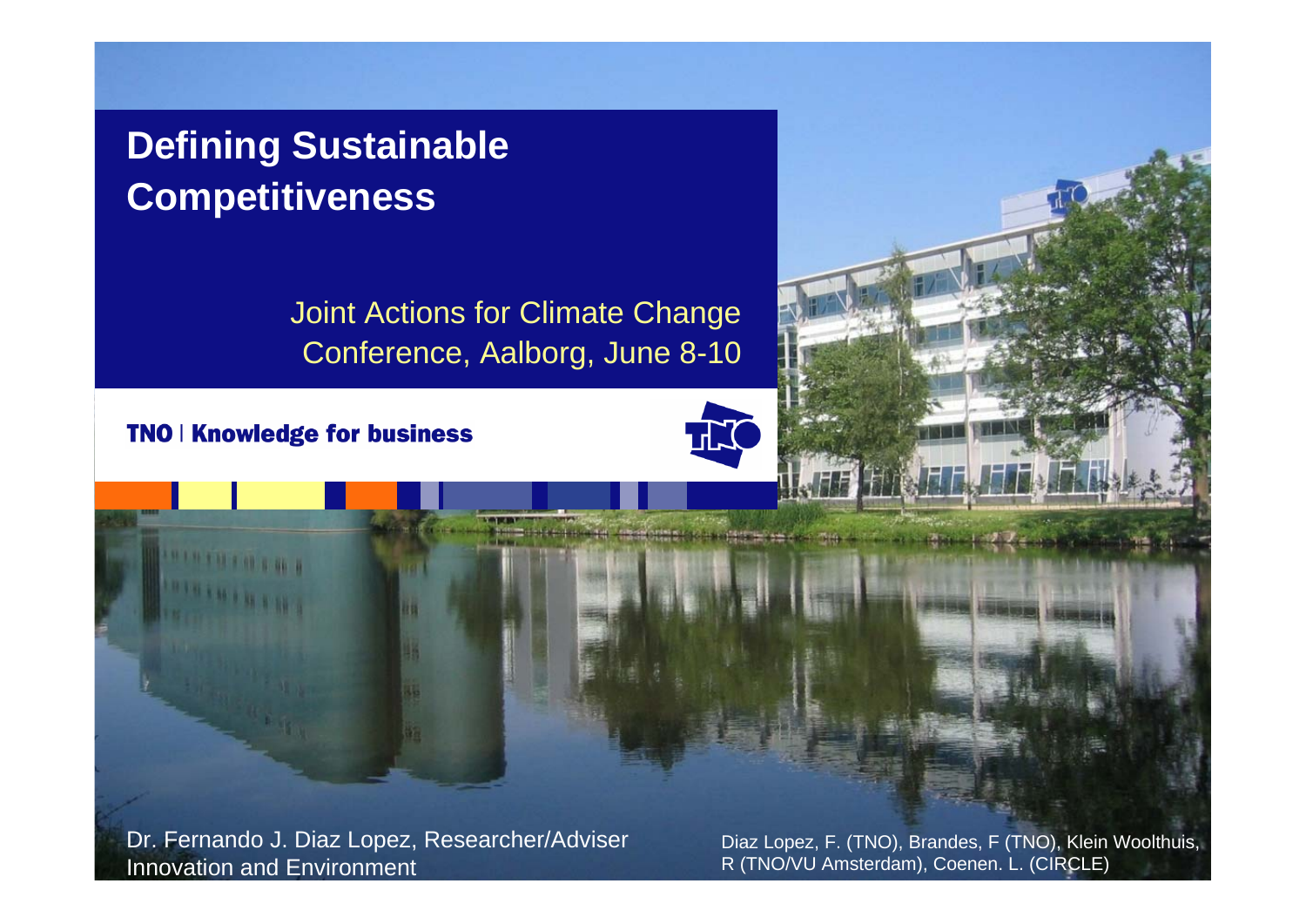# Defining Sustainable Competitiveness

Joint Actions for Climate Change Conference, Aalborg, June 8-10

**TNO | Knowledge for business**

Dr. Fernando J. Diaz Lopez, Researcher/Adviser
Innovation and Environment

Diaz Lopez, F. (TNO), Brandes, F (TNO), Klein Woolthuis, R (TNO/VU Amsterdam), Coenen. L. (CIRCLE)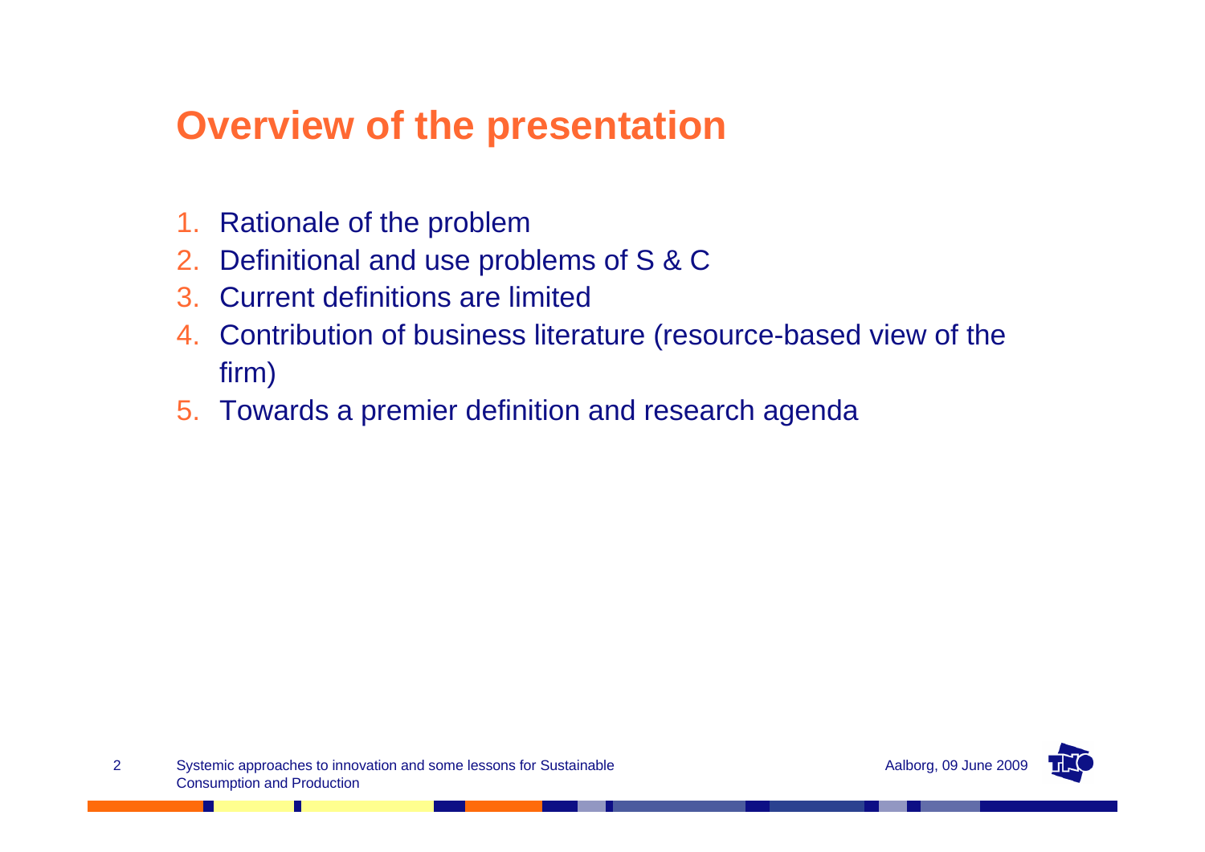# Overview of the presentation

1. Rationale of the problem
2. Definitional and use problems of S & C
3. Current definitions are limited
4. Contribution of business literature (resource-based view of the firm)
5. Towards a premier definition and research agenda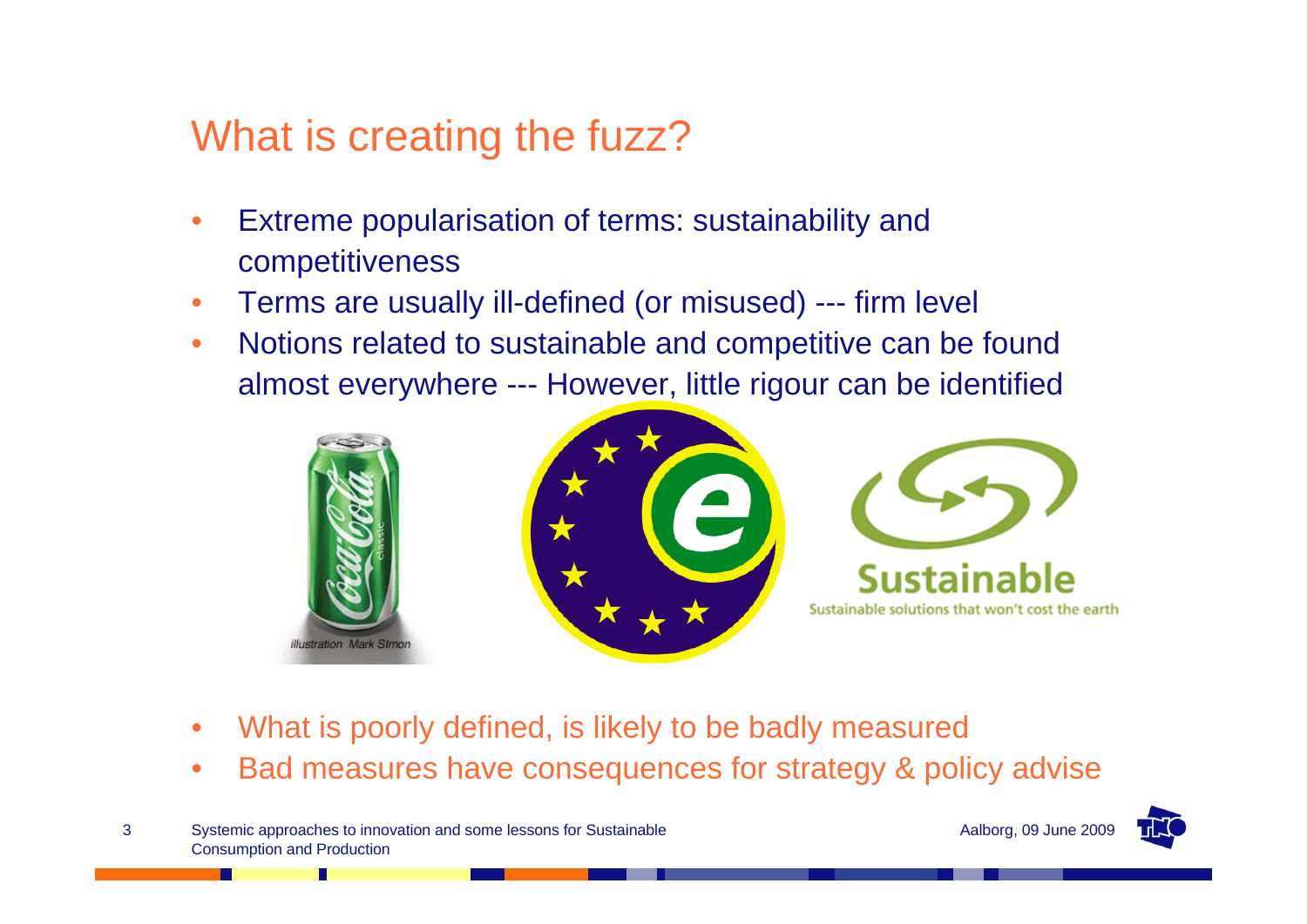# What is creating the fuzz?

- Extreme popularisation of terms: sustainability and competitiveness
- Terms are usually ill-defined (or misused) --- firm level
- Notions related to sustainable and competitive can be found almost everywhere --- However, little rigour can be identified

- What is poorly defined, is likely to be badly measured
- Bad measures have consequences for strategy & policy advise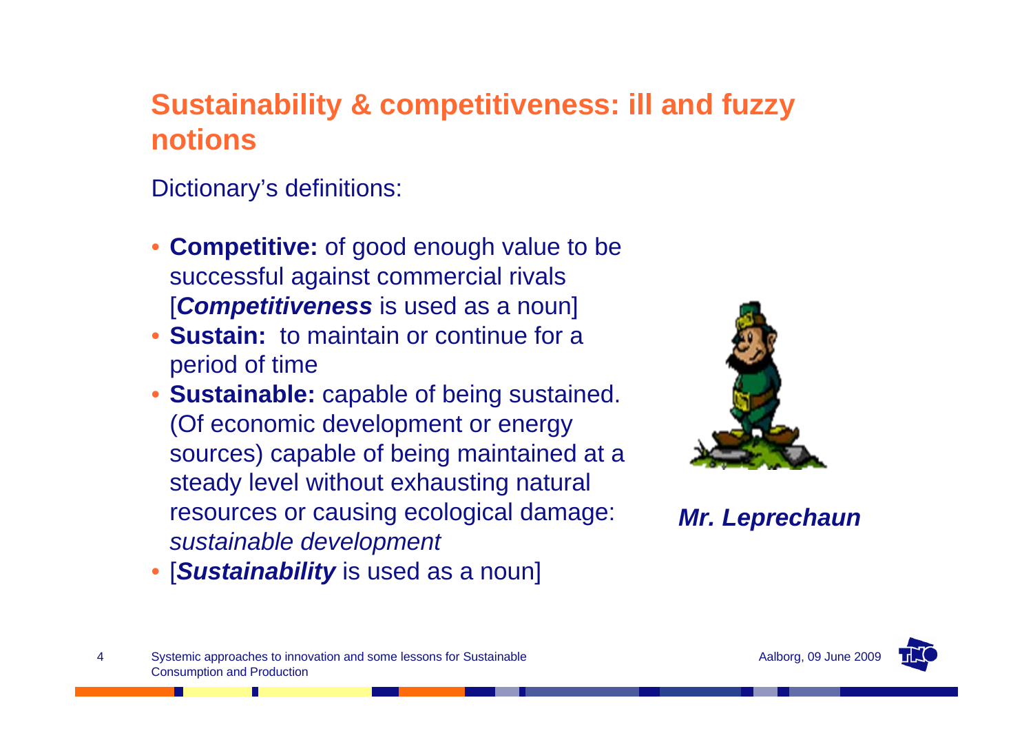## Sustainability & competitiveness: ill and fuzzy notions

Dictionary's definitions:

- **Competitive:** of good enough value to be successful against commercial rivals [***Competitiveness*** is used as a noun]
- **Sustain:** to maintain or continue for a period of time
- **Sustainable:** capable of being sustained. (Of economic development or energy sources) capable of being maintained at a steady level without exhausting natural resources or causing ecological damage: *sustainable development*
- [***Sustainability*** is used as a noun]

***Mr. Leprechaun***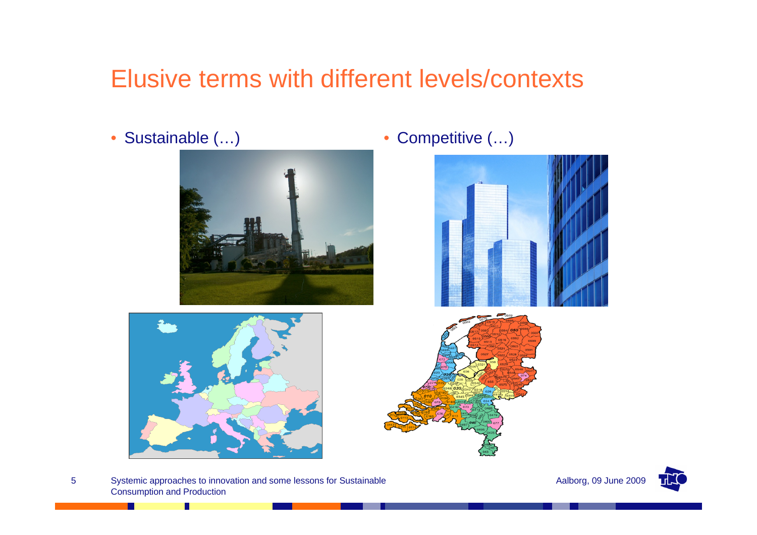# Elusive terms with different levels/contexts

- Sustainable (…)
- Competitive (…)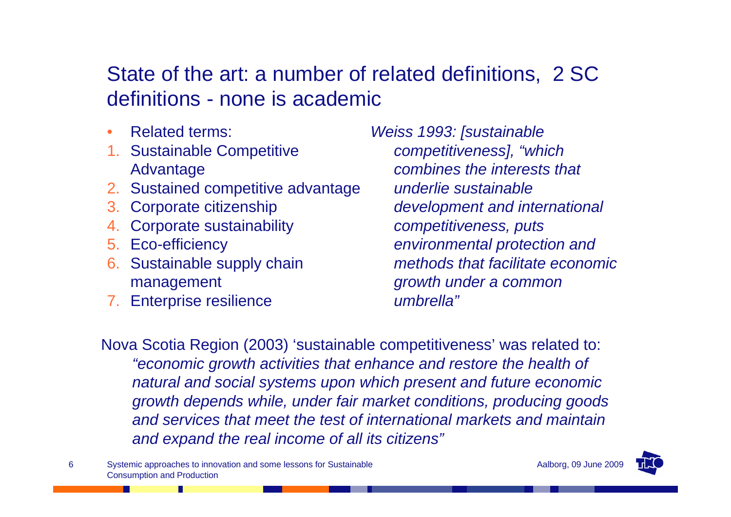# State of the art: a number of related definitions, 2 SC definitions - none is academic

- Related terms:

1. Sustainable Competitive Advantage
2. Sustained competitive advantage
3. Corporate citizenship
4. Corporate sustainability
5. Eco-efficiency
6. Sustainable supply chain management
7. Enterprise resilience

*Weiss 1993: [sustainable competitiveness], "which combines the interests that underlie sustainable development and international competitiveness, puts environmental protection and methods that facilitate economic growth under a common umbrella"*

Nova Scotia Region (2003) 'sustainable competitiveness' was related to:

*"economic growth activities that enhance and restore the health of natural and social systems upon which present and future economic growth depends while, under fair market conditions, producing goods and services that meet the test of international markets and maintain and expand the real income of all its citizens"*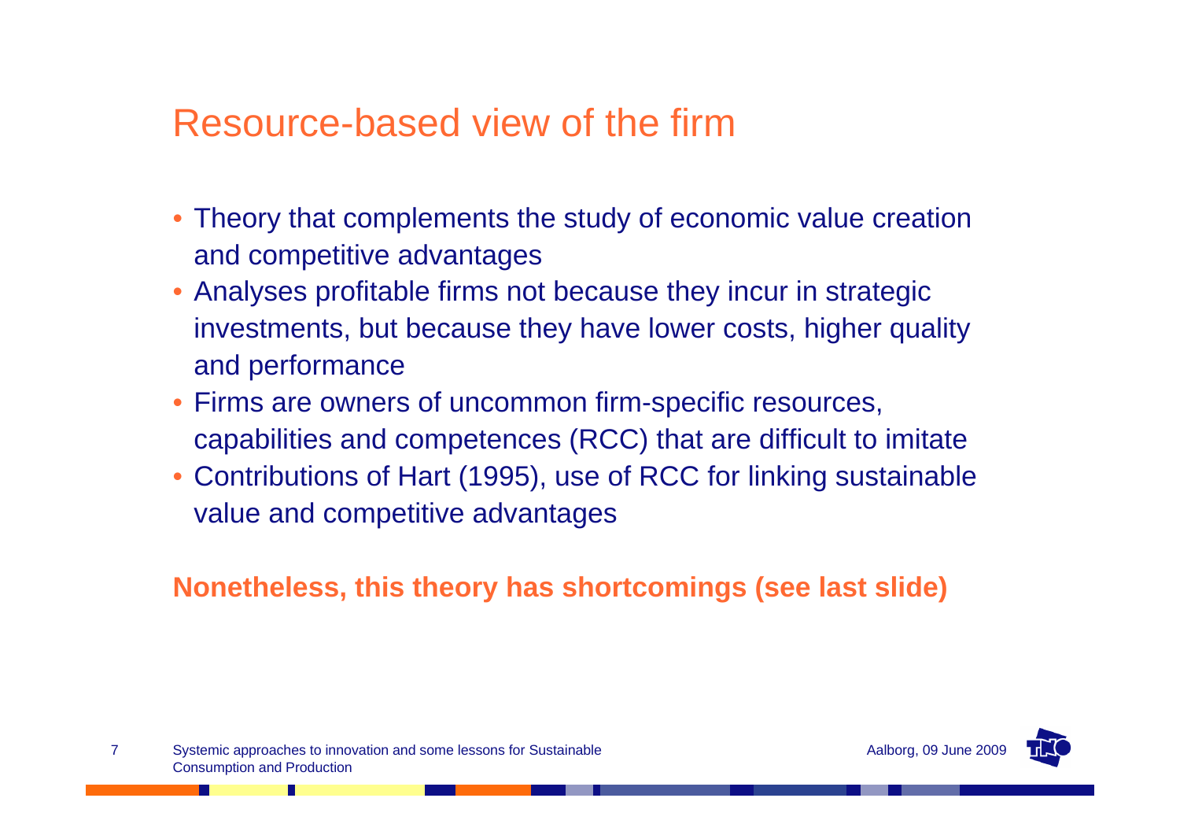# Resource-based view of the firm

- Theory that complements the study of economic value creation and competitive advantages
- Analyses profitable firms not because they incur in strategic investments, but because they have lower costs, higher quality and performance
- Firms are owners of uncommon firm-specific resources, capabilities and competences (RCC) that are difficult to imitate
- Contributions of Hart (1995), use of RCC for linking sustainable value and competitive advantages

**Nonetheless, this theory has shortcomings (see last slide)**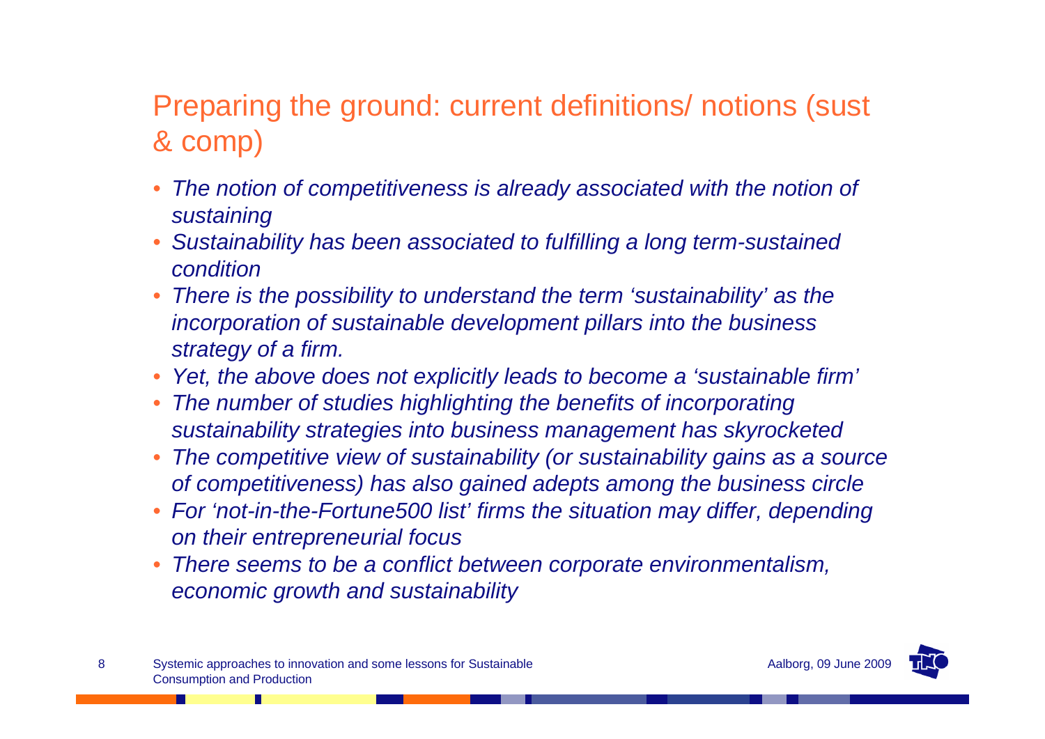## Preparing the ground: current definitions/ notions (sust & comp)

- *The notion of competitiveness is already associated with the notion of sustaining*
- *Sustainability has been associated to fulfilling a long term-sustained condition*
- *There is the possibility to understand the term 'sustainability' as the incorporation of sustainable development pillars into the business strategy of a firm.*
- *Yet, the above does not explicitly leads to become a 'sustainable firm'*
- *The number of studies highlighting the benefits of incorporating sustainability strategies into business management has skyrocketed*
- *The competitive view of sustainability (or sustainability gains as a source of competitiveness) has also gained adepts among the business circle*
- *For 'not-in-the-Fortune500 list' firms the situation may differ, depending on their entrepreneurial focus*
- *There seems to be a conflict between corporate environmentalism, economic growth and sustainability*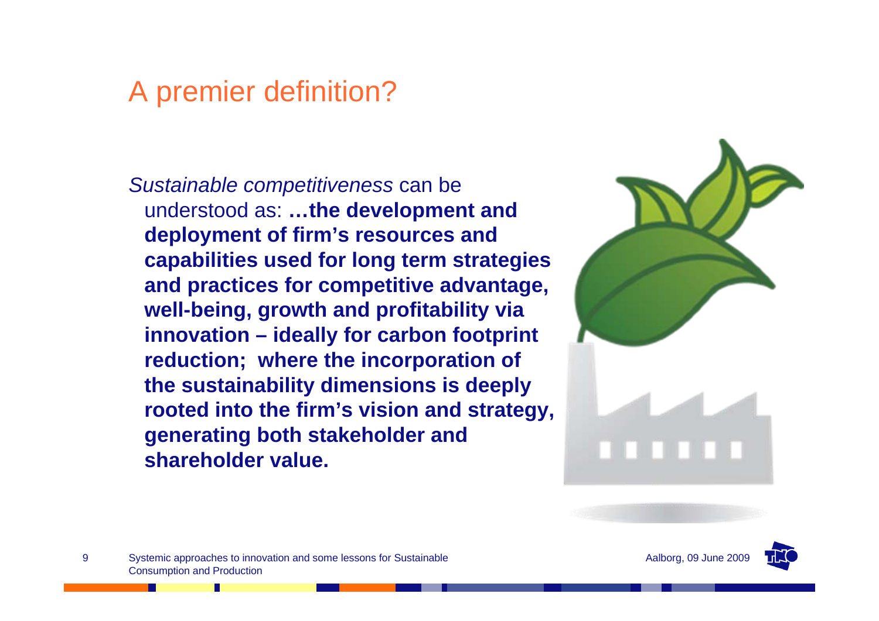# A premier definition?

*Sustainable competitiveness* can be understood as: **…the development and deployment of firm's resources and capabilities used for long term strategies and practices for competitive advantage, well-being, growth and profitability via innovation – ideally for carbon footprint reduction; where the incorporation of the sustainability dimensions is deeply rooted into the firm's vision and strategy, generating both stakeholder and shareholder value.**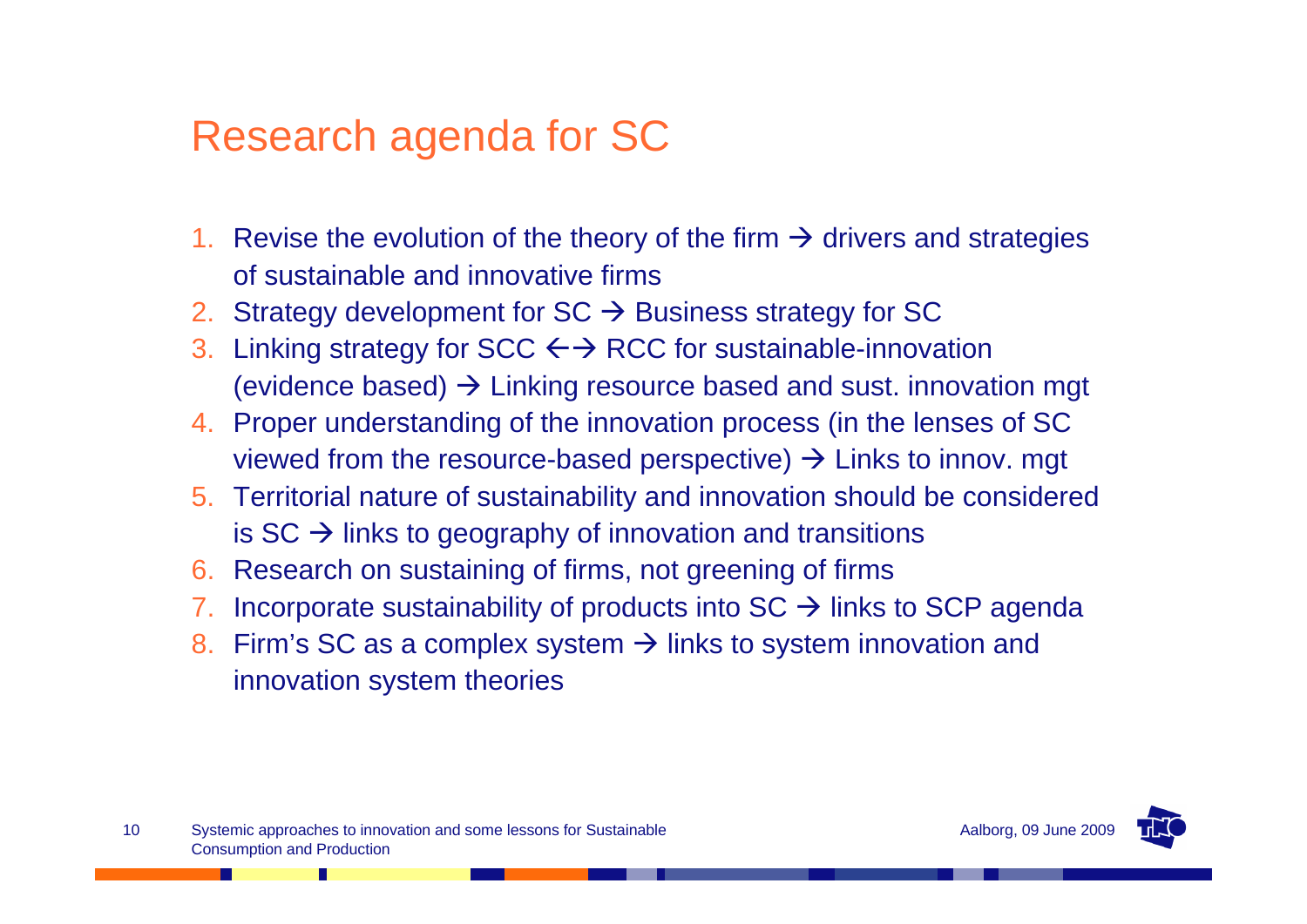# Research agenda for SC

1. Revise the evolution of the theory of the firm → drivers and strategies of sustainable and innovative firms
2. Strategy development for SC → Business strategy for SC
3. Linking strategy for SCC ←→ RCC for sustainable-innovation (evidence based) → Linking resource based and sust. innovation mgt
4. Proper understanding of the innovation process (in the lenses of SC viewed from the resource-based perspective) → Links to innov. mgt
5. Territorial nature of sustainability and innovation should be considered is SC → links to geography of innovation and transitions
6. Research on sustaining of firms, not greening of firms
7. Incorporate sustainability of products into SC → links to SCP agenda
8. Firm's SC as a complex system → links to system innovation and innovation system theories